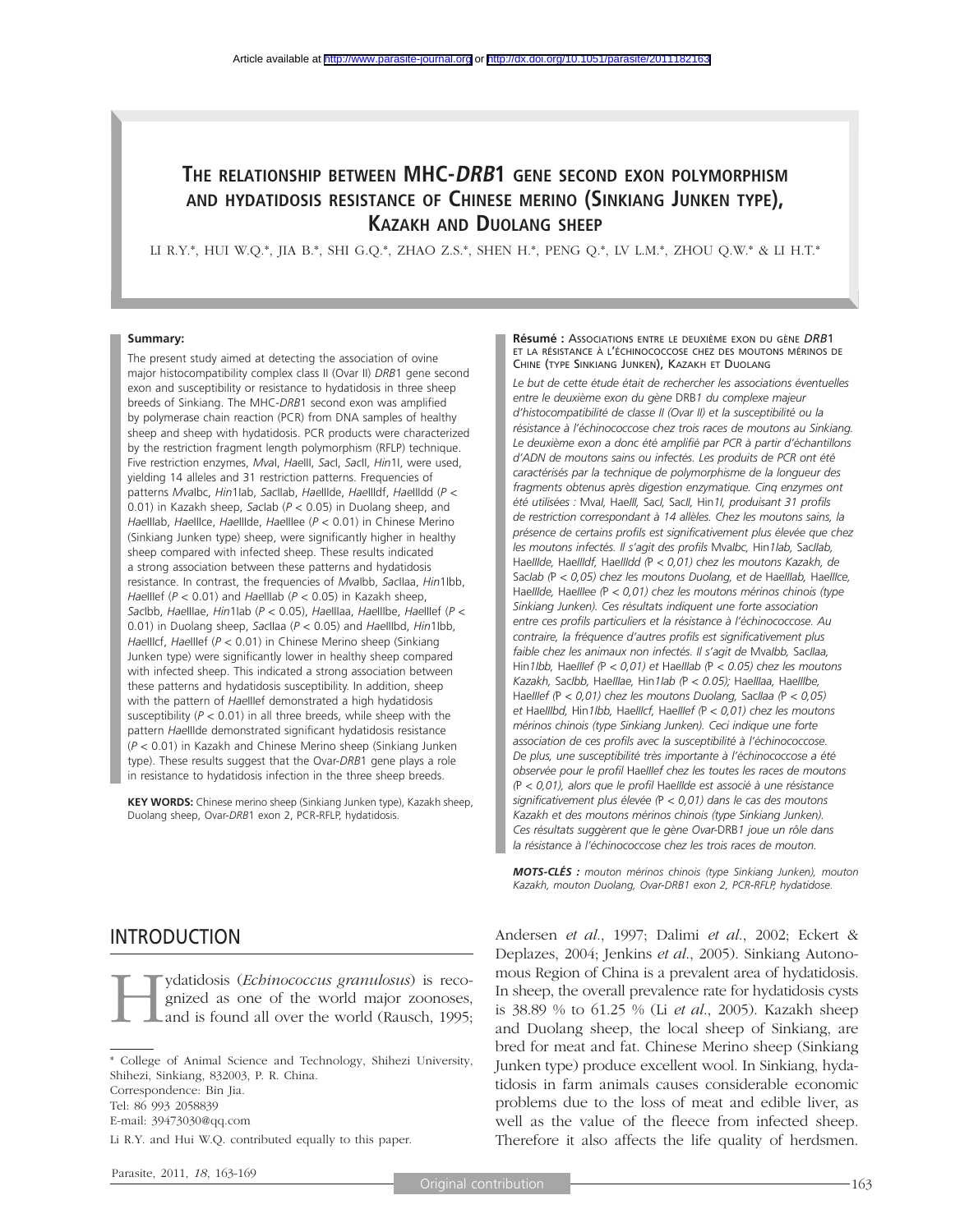# THE RELATIONSHIP BETWEEN MHC-*DRB*1 GENE SECOND EXON POLYMORPHISM AND HYDATIDOSIS RESISTANCE OF CHINESE MERINO (SINKIANG JUNKEN TYPE), KAZAKH AND DUOLANG SHEEP

LI R.Y.*, HUI W.Q.*, JIA B.*, SHI G.Q.*, ZHAO Z.S.*, SHEN H.*, PENG Q.*, LV L.M.*, ZHOU Q.W.* & LI H.T.*

**Summary:**

The present study aimed at detecting the association of ovine major histocompatibility complex class II (Ovar II) *DRB*1 gene second exon and susceptibility or resistance to hydatidosis in three sheep breeds of Sinkiang. The MHC-*DRB*1 second exon was amplified by polymerase chain reaction (PCR) from DNA samples of healthy sheep and sheep with hydatidosis. PCR products were characterized by the restriction fragment length polymorphism (RFLP) technique. Five restriction enzymes, *Mva*I, *Hae*III, *Sac*I, *Sac*II, *Hin*1I, were used, yielding 14 alleles and 31 restriction patterns. Frequencies of patterns *Mva*Ibc, *Hin*1Iab, *Sac*IIab, *Hae*IIIde, *Hae*IIIdf, *Hae*IIIdd ($P < 0.01$) in Kazakh sheep, *Sac*Iab ($P < 0.05$) in Duolang sheep, and *Hae*IIIab, *Hae*IIIce, *Hae*IIIde, *Hae*IIIee ($P < 0.01$) in Chinese Merino (Sinkiang Junken type) sheep, were significantly higher in healthy sheep compared with infected sheep. These results indicated a strong association between these patterns and hydatidosis resistance. In contrast, the frequencies of *Mva*Ibb, *Sac*IIaa, *Hin*1Ibb, *Hae*IIIef ($P < 0.01$) and *Hae*IIIab ($P < 0.05$) in Kazakh sheep, *Sac*Ibb, *Hae*IIIae, *Hin*1Iab ($P < 0.05$), *Hae*IIIaa, *Hae*IIIbe, *Hae*IIIef ($P < 0.01$) in Duolang sheep, *Sac*IIaa ($P < 0.05$) and *Hae*IIIbd, *Hin*1Ibb, *Hae*IIIcf, *Hae*IIIef ($P < 0.01$) in Chinese Merino sheep (Sinkiang Junken type) were significantly lower in healthy sheep compared with infected sheep. This indicated a strong association between these patterns and hydatidosis susceptibility. In addition, sheep with the pattern of *Hae*IIIef demonstrated a high hydatidosis susceptibility ($P < 0.01$) in all three breeds, while sheep with the pattern *Hae*IIIde demonstrated significant hydatidosis resistance ($P < 0.01$) in Kazakh and Chinese Merino sheep (Sinkiang Junken type). These results suggest that the Ovar-*DRB*1 gene plays a role in resistance to hydatidosis infection in the three sheep breeds.

**KEY WORDS:** Chinese merino sheep (Sinkiang Junken type), Kazakh sheep, Duolang sheep, Ovar-*DRB*1 exon 2, PCR-RFLP, hydatidosis.

**Résumé :** ASSOCIATIONS ENTRE LE DEUXIÈME EXON DU GÈNE *DRB*1 ET LA RÉSISTANCE À L'ÉCHINOCOCCOSE CHEZ DES MOUTONS MÉRINOS DE CHINE (TYPE SINKIANG JUNKEN), KAZAKH ET DUOLANG

*Le but de cette étude était de rechercher les associations éventuelles entre le deuxième exon du gène* DRB*1 du complexe majeur d'histocompatibilité de classe II (Ovar II) et la susceptibilité ou la résistance à l'échinococcose chez trois races de moutons au Sinkiang. Le deuxième exon a donc été amplifié par PCR à partir d'échantillons d'ADN de moutons sains ou infectés. Les produits de PCR ont été caractérisés par la technique de polymorphisme de la longueur des fragments obtenus après digestion enzymatique. Cinq enzymes ont été utilisées :* MvaI, HaeIII, SacI, SacII, Hin1I*, produisant 31 profils de restriction correspondant à 14 allèles. Chez les moutons sains, la présence de certains profils est significativement plus élevée que chez les moutons infectés. Il s'agit des profils* MvaIbc, Hin1Iab, SacIIab, HaeIIIde, HaeIIIdf, HaeIIIdd *($P < 0,01$) chez les moutons Kazakh, de* SacIab *($P < 0,05$) chez les moutons Duolang, et de* HaeIIIab, HaeIIIce, HaeIIIde, HaeIIIee *($P < 0,01$) chez les moutons mérinos chinois (type Sinkiang Junken). Ces résultats indiquent une forte association entre ces profils particuliers et la résistance à l'échinococcose. Au contraire, la fréquence d'autres profils est significativement plus faible chez les animaux non infectés. Il s'agit de* MvaIbb, SacIIaa, Hin1Ibb, HaeIIIef *($P < 0,01$) et* HaeIIIab *($P < 0.05$) chez les moutons Kazakh,* SacIbb, HaeIIIae, Hin1Iab *($P < 0,05$);* HaeIIIaa, HaeIIIbe, HaeIIIef *($P < 0,01$) chez les moutons Duolang,* SacIIaa *($P < 0,05$) et* HaeIIIbd, Hin1Ibb, HaeIIIcf, HaeIIIef *($P < 0,01$) chez les moutons mérinos chinois (type Sinkiang Junken). Ceci indique une forte association de ces profils avec la susceptibilité à l'échinococcose. De plus, une susceptibilité très importante à l'échinococcose a été observée pour le profil* HaeIIIef *chez les toutes les races de moutons ($P < 0,01$), alors que le profil* HaeIIIde *est associé à une résistance significativement plus élevée ($P < 0,01$) dans le cas des moutons Kazakh et des moutons mérinos chinois (type Sinkiang Junken). Ces résultats suggèrent que le gène Ovar-*DRB*1 joue un rôle dans la résistance à l'échinococcose chez les trois races de mouton.*

***MOTS-CLÉS :*** *mouton mérinos chinois (type Sinkiang Junken), mouton Kazakh, mouton Duolang, Ovar-DRB1 exon 2, PCR-RFLP, hydatidose.*

## INTRODUCTION

Hydatidosis (*Echinococcus granulosus*) is recognized as one of the world major zoonoses, and is found all over the world (Rausch, 1995; Andersen *et al.*, 1997; Dalimi *et al.*, 2002; Eckert & Deplazes, 2004; Jenkins *et al.*, 2005). Sinkiang Autonomous Region of China is a prevalent area of hydatidosis. In sheep, the overall prevalence rate for hydatidosis cysts is 38.89 % to 61.25 % (Li *et al.*, 2005). Kazakh sheep and Duolang sheep, the local sheep of Sinkiang, are bred for meat and fat. Chinese Merino sheep (Sinkiang Junken type) produce excellent wool. In Sinkiang, hydatidosis in farm animals causes considerable economic problems due to the loss of meat and edible liver, as well as the value of the fleece from infected sheep. Therefore it also affects the life quality of herdsmen.

\* College of Animal Science and Technology, Shihezi University, Shihezi, Sinkiang, 832003, P. R. China.
Correspondence: Bin Jia.
Tel: 86 993 2058839
E-mail: 39473030@qq.com
Li R.Y. and Hui W.Q. contributed equally to this paper.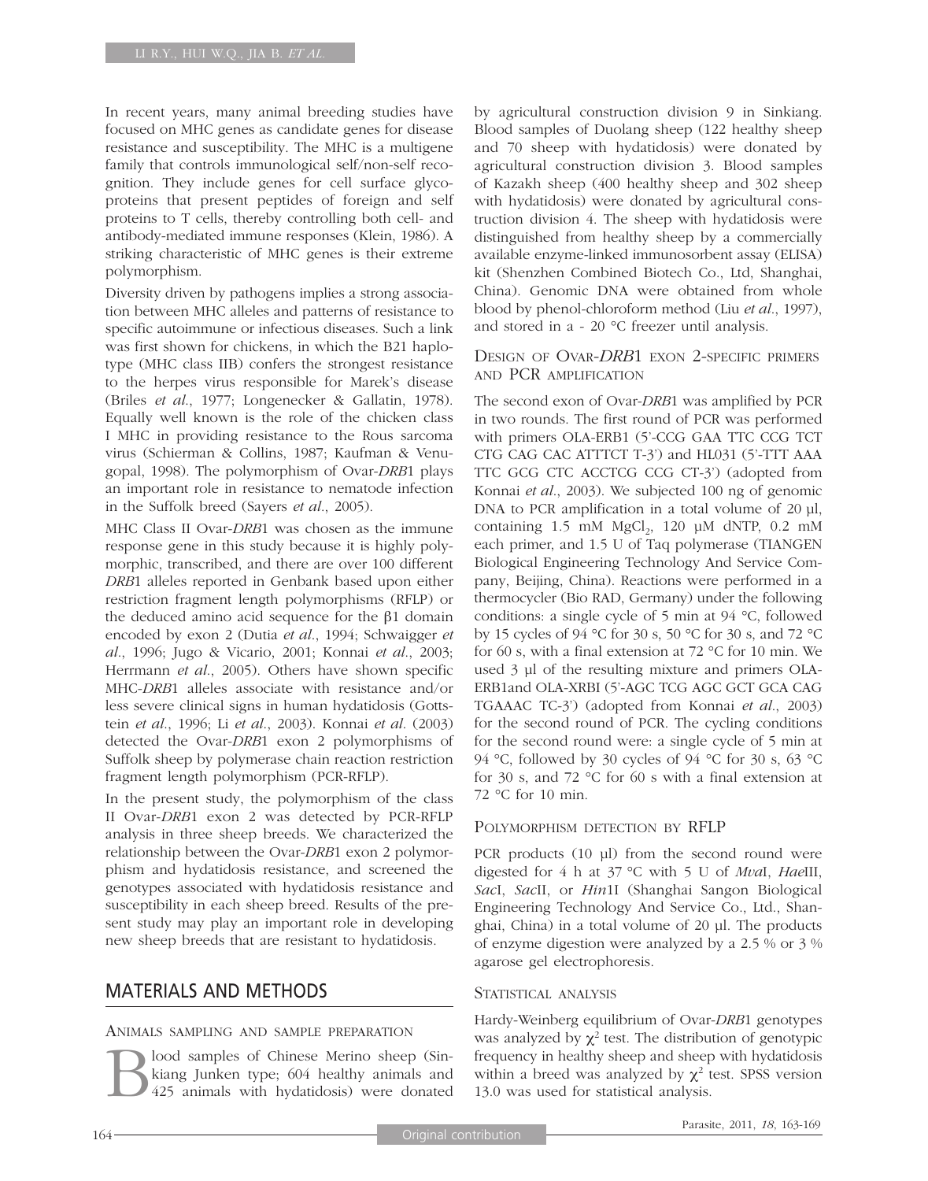In recent years, many animal breeding studies have focused on MHC genes as candidate genes for disease resistance and susceptibility. The MHC is a multigene family that controls immunological self/non-self recognition. They include genes for cell surface glycoproteins that present peptides of foreign and self proteins to T cells, thereby controlling both cell- and antibody-mediated immune responses (Klein, 1986). A striking characteristic of MHC genes is their extreme polymorphism.

Diversity driven by pathogens implies a strong association between MHC alleles and patterns of resistance to specific autoimmune or infectious diseases. Such a link was first shown for chickens, in which the B21 haplotype (MHC class IIB) confers the strongest resistance to the herpes virus responsible for Marek's disease (Briles *et al.*, 1977; Longenecker & Gallatin, 1978). Equally well known is the role of the chicken class I MHC in providing resistance to the Rous sarcoma virus (Schierman & Collins, 1987; Kaufman & Venugopal, 1998). The polymorphism of Ovar-*DRB*1 plays an important role in resistance to nematode infection in the Suffolk breed (Sayers *et al.*, 2005).

MHC Class II Ovar-*DRB*1 was chosen as the immune response gene in this study because it is highly polymorphic, transcribed, and there are over 100 different *DRB*1 alleles reported in Genbank based upon either restriction fragment length polymorphisms (RFLP) or the deduced amino acid sequence for the β1 domain encoded by exon 2 (Dutia *et al.*, 1994; Schwaigger *et al.*, 1996; Jugo & Vicario, 2001; Konnai *et al.*, 2003; Herrmann *et al.*, 2005). Others have shown specific MHC-*DRB*1 alleles associate with resistance and/or less severe clinical signs in human hydatidosis (Gottstein *et al.*, 1996; Li *et al.*, 2003). Konnai *et al.* (2003) detected the Ovar-*DRB*1 exon 2 polymorphisms of Suffolk sheep by polymerase chain reaction restriction fragment length polymorphism (PCR-RFLP).

In the present study, the polymorphism of the class II Ovar-*DRB*1 exon 2 was detected by PCR-RFLP analysis in three sheep breeds. We characterized the relationship between the Ovar-*DRB*1 exon 2 polymorphism and hydatidosis resistance, and screened the genotypes associated with hydatidosis resistance and susceptibility in each sheep breed. Results of the present study may play an important role in developing new sheep breeds that are resistant to hydatidosis.

## MATERIALS AND METHODS

### Animals sampling and sample preparation

Blood samples of Chinese Merino sheep (Sinkiang Junken type; 604 healthy animals and 425 animals with hydatidosis) were donated by agricultural construction division 9 in Sinkiang. Blood samples of Duolang sheep (122 healthy sheep and 70 sheep with hydatidosis) were donated by agricultural construction division 3. Blood samples of Kazakh sheep (400 healthy sheep and 302 sheep with hydatidosis) were donated by agricultural construction division 4. The sheep with hydatidosis were distinguished from healthy sheep by a commercially available enzyme-linked immunosorbent assay (ELISA) kit (Shenzhen Combined Biotech Co., Ltd, Shanghai, China). Genomic DNA were obtained from whole blood by phenol-chloroform method (Liu *et al.*, 1997), and stored in a - 20 °C freezer until analysis.

### Design of Ovar-*DRB*1 exon 2-specific primers and PCR amplification

The second exon of Ovar-*DRB*1 was amplified by PCR in two rounds. The first round of PCR was performed with primers OLA-ERB1 (5'-CCG GAA TTC CCG TCT CTG CAG CAC ATTTCT T-3') and HL031 (5'-TTT AAA TTC GCG CTC ACCTCG CCG CT-3') (adopted from Konnai *et al.*, 2003). We subjected 100 ng of genomic DNA to PCR amplification in a total volume of 20 µl, containing 1.5 mM $MgCl_2$, 120 µM dNTP, 0.2 mM each primer, and 1.5 U of Taq polymerase (TIANGEN Biological Engineering Technology And Service Company, Beijing, China). Reactions were performed in a thermocycler (Bio RAD, Germany) under the following conditions: a single cycle of 5 min at 94 °C, followed by 15 cycles of 94 °C for 30 s, 50 °C for 30 s, and 72 °C for 60 s, with a final extension at 72 °C for 10 min. We used 3 µl of the resulting mixture and primers OLA-ERB1and OLA-XRBI (5'-AGC TCG AGC GCT GCA CAG TGAAAC TC-3') (adopted from Konnai *et al.*, 2003) for the second round of PCR. The cycling conditions for the second round were: a single cycle of 5 min at 94 °C, followed by 30 cycles of 94 °C for 30 s, 63 °C for 30 s, and 72 °C for 60 s with a final extension at 72 °C for 10 min.

### Polymorphism detection by RFLP

PCR products (10 µl) from the second round were digested for 4 h at 37 °C with 5 U of *Mva*I, *Hae*III, *Sac*I, *Sac*II, or *Hin*1I (Shanghai Sangon Biological Engineering Technology And Service Co., Ltd., Shanghai, China) in a total volume of 20 µl. The products of enzyme digestion were analyzed by a 2.5 % or 3 % agarose gel electrophoresis.

### Statistical analysis

Hardy-Weinberg equilibrium of Ovar-*DRB*1 genotypes was analyzed by $\chi^2$ test. The distribution of genotypic frequency in healthy sheep and sheep with hydatidosis within a breed was analyzed by $\chi^2$ test. SPSS version 13.0 was used for statistical analysis.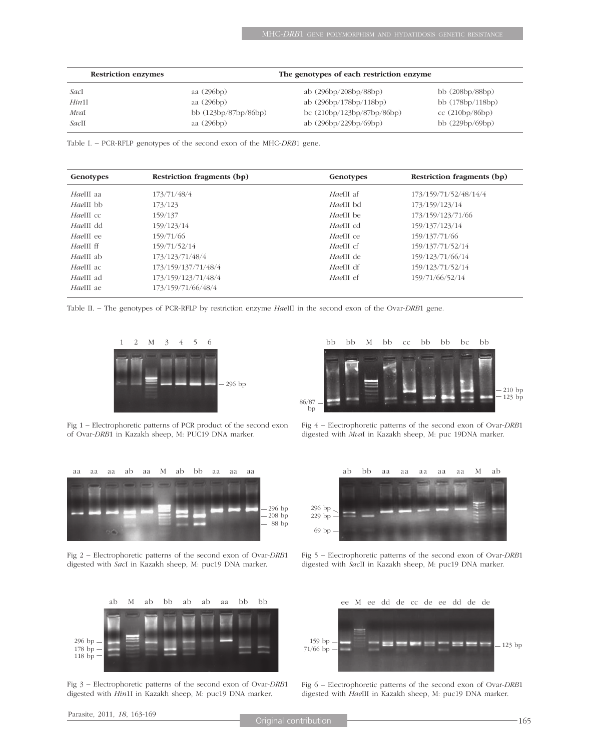| Restriction enzymes | The genotypes of each restriction enzyme | | |
|---|---|---|---|
| *Sac*I | aa (296bp) | ab (296bp/208bp/88bp) | bb (208bp/88bp) |
| *Hin*1I | aa (296bp) | ab (296bp/178bp/118bp) | bb (178bp/118bp) |
| *Mva*I | bb (123bp/87bp/86bp) | bc (210bp/123bp/87bp/86bp) | cc (210bp/86bp) |
| *Sac*II | aa (296bp) | ab (296bp/229bp/69bp) | bb (229bp/69bp) |

Table I. – PCR-RFLP genotypes of the second exon of the MHC-*DRB*1 gene.

| Genotypes | Restriction fragments (bp) | Genotypes | Restriction fragments (bp) |
|---|---|---|---|
| *Hae*III aa | 173/71/48/4 | *Hae*III af | 173/159/71/52/48/14/4 |
| *Hae*III bb | 173/123 | *Hae*III bd | 173/159/123/14 |
| *Hae*III cc | 159/137 | *Hae*III be | 173/159/123/71/66 |
| *Hae*III dd | 159/123/14 | *Hae*III cd | 159/137/123/14 |
| *Hae*III ee | 159/71/66 | *Hae*III ce | 159/137/71/66 |
| *Hae*III ff | 159/71/52/14 | *Hae*III cf | 159/137/71/52/14 |
| *Hae*III ab | 173/123/71/48/4 | *Hae*III de | 159/123/71/66/14 |
| *Hae*III ac | 173/159/137/71/48/4 | *Hae*III df | 159/123/71/52/14 |
| *Hae*III ad | 173/159/123/71/48/4 | *Hae*III ef | 159/71/66/52/14 |
| *Hae*III ae | 173/159/71/66/48/4 | | |

Table II. – The genotypes of PCR-RFLP by restriction enzyme *Hae*III in the second exon of the Ovar-*DRB*1 gene.

Fig 1 – Electrophoretic patterns of PCR product of the second exon of Ovar-*DRB*1 in Kazakh sheep, M: PUC19 DNA marker.

Fig 4 – Electrophoretic patterns of the second exon of Ovar-*DRB*1 digested with *Mva*I in Kazakh sheep, M: puc 19DNA marker.

Fig 2 – Electrophoretic patterns of the second exon of Ovar-*DRB*1 digested with *Sac*I in Kazakh sheep, M: puc19 DNA marker.

Fig 5 – Electrophoretic patterns of the second exon of Ovar-*DRB*1 digested with *Sac*II in Kazakh sheep, M: puc19 DNA marker.

Fig 3 – Electrophoretic patterns of the second exon of Ovar-*DRB*1 digested with *Hin*1I in Kazakh sheep, M: puc19 DNA marker.

Fig 6 – Electrophoretic patterns of the second exon of Ovar-*DRB*1 digested with *Hae*III in Kazakh sheep, M: puc19 DNA marker.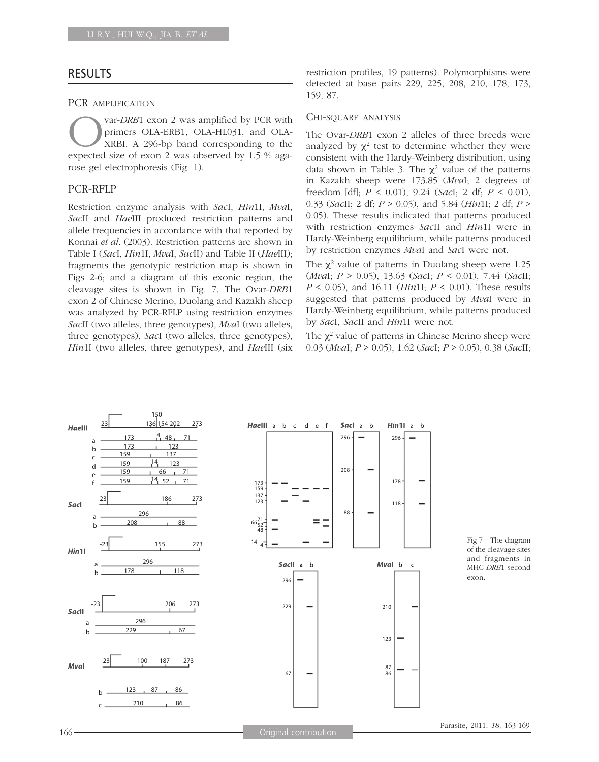## RESULTS

### PCR AMPLIFICATION

Ovar-*DRB*1 exon 2 was amplified by PCR with primers OLA-ERB1, OLA-HL031, and OLA-XRBI. A 296-bp band corresponding to the expected size of exon 2 was observed by 1.5 % agarose gel electrophoresis (Fig. 1).

### PCR-RFLP

Restriction enzyme analysis with *Sac*I, *Hin*1I, *Mva*I, *Sac*II and *Hae*III produced restriction patterns and allele frequencies in accordance with that reported by Konnai *et al.* (2003). Restriction patterns are shown in Table I (*Sac*I, *Hin*1I, *Mva*I, *Sac*II) and Table II (*Hae*III); fragments the genotypic restriction map is shown in Figs 2-6; and a diagram of this exonic region, the cleavage sites is shown in Fig. 7. The Ovar-*DRB*1 exon 2 of Chinese Merino, Duolang and Kazakh sheep was analyzed by PCR-RFLP using restriction enzymes *Sac*II (two alleles, three genotypes), *Mva*I (two alleles, three genotypes), *Sac*I (two alleles, three genotypes), *Hin*1I (two alleles, three genotypes), and *Hae*III (six restriction profiles, 19 patterns). Polymorphisms were detected at base pairs 229, 225, 208, 210, 178, 173, 159, 87.

### CHI-SQUARE ANALYSIS

The Ovar-*DRB*1 exon 2 alleles of three breeds were analyzed by $\chi^2$ test to determine whether they were consistent with the Hardy-Weinberg distribution, using data shown in Table 3. The $\chi^2$ value of the patterns in Kazakh sheep were 173.85 (*Mva*I; 2 degrees of freedom [df]; $P < 0.01$), 9.24 (*Sac*I; 2 df; $P < 0.01$), 0.33 (*Sac*II; 2 df; $P > 0.05$), and 5.84 (*Hin*1I; 2 df; $P > 0.05$). These results indicated that patterns produced with restriction enzymes *Sac*II and *Hin*1I were in Hardy-Weinberg equilibrium, while patterns produced by restriction enzymes *Mva*I and *Sac*I were not.

The $\chi^2$ value of patterns in Duolang sheep were 1.25 (*Mva*I; $P > 0.05$), 13.63 (*Sac*I; $P < 0.01$), 7.44 (*Sac*II; $P < 0.05$), and 16.11 (*Hin*1I; $P < 0.01$). These results suggested that patterns produced by *Mva*I were in Hardy-Weinberg equilibrium, while patterns produced by *Sac*I, *Sac*II and *Hin*1I were not.

The $\chi^2$ value of patterns in Chinese Merino sheep were 0.03 (*Mva*I; $P > 0.05$), 1.62 (*Sac*I; $P > 0.05$), 0.38 (*Sac*II;

Fig 7 – The diagram of the cleavage sites and fragments in MHC-*DRB*1 second exon.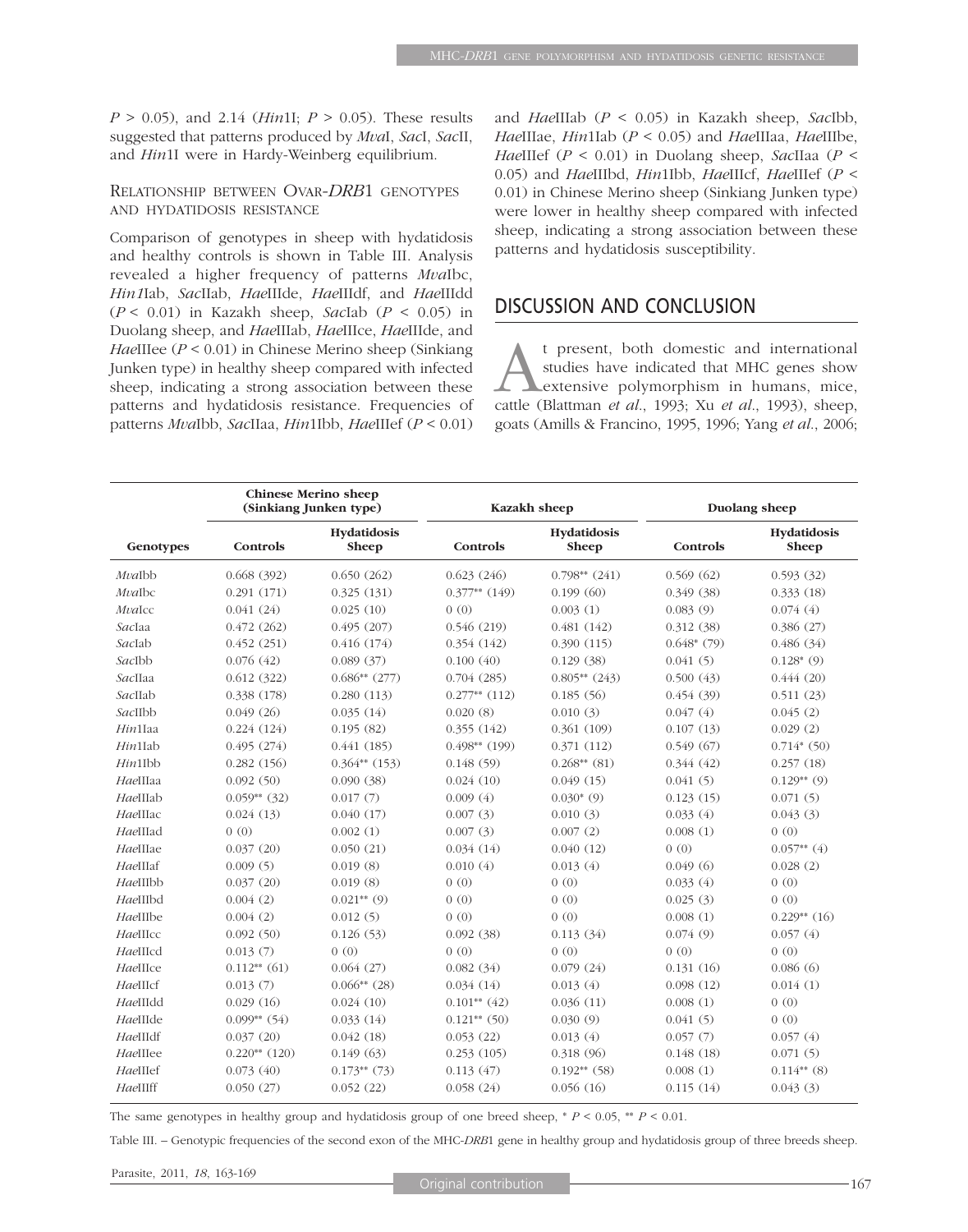$P > 0.05$), and 2.14 (*Hin*1I; $P > 0.05$). These results suggested that patterns produced by *Mva*I, *Sac*I, *Sac*II, and *Hin*1I were in Hardy-Weinberg equilibrium.

### Relationship between Ovar-*DRB*1 genotypes and hydatidosis resistance

Comparison of genotypes in sheep with hydatidosis and healthy controls is shown in Table III. Analysis revealed a higher frequency of patterns *Mva*Ibc, *Hin1*Iab, *Sac*IIab, *Hae*IIIde, *Hae*IIIdf, and *Hae*IIIdd ($P < 0.01$) in Kazakh sheep, *Sac*Iab ($P < 0.05$) in Duolang sheep, and *Hae*IIIab, *Hae*IIIce, *Hae*IIIde, and *Hae*IIIee ($P < 0.01$) in Chinese Merino sheep (Sinkiang Junken type) in healthy sheep compared with infected sheep, indicating a strong association between these patterns and hydatidosis resistance. Frequencies of patterns *Mva*Ibb, *Sac*IIaa, *Hin*1Ibb, *Hae*IIIef ($P < 0.01$) and *Hae*IIIab ($P < 0.05$) in Kazakh sheep, *Sac*Ibb, *Hae*IIIae, *Hin*1Iab ($P < 0.05$) and *Hae*IIIaa, *Hae*IIIbe, *Hae*IIIef ($P < 0.01$) in Duolang sheep, *Sac*IIaa ($P < 0.05$) and *Hae*IIIbd, *Hin*1Ibb, *Hae*IIIcf, *Hae*IIIef ($P < 0.01$) in Chinese Merino sheep (Sinkiang Junken type) were lower in healthy sheep compared with infected sheep, indicating a strong association between these patterns and hydatidosis susceptibility.

## Discussion and conclusion

At present, both domestic and international studies have indicated that MHC genes show extensive polymorphism in humans, mice, cattle (Blattman *et al.*, 1993; Xu *et al.*, 1993), sheep, goats (Amills & Francino, 1995, 1996; Yang *et al.*, 2006;

| | Chinese Merino sheep (Sinkiang Junken type) | | Kazakh sheep | | Duolang sheep | |
|---|---|---|---|---|---|---|
| Genotypes | Controls | Hydatidosis Sheep | Controls | Hydatidosis Sheep | Controls | Hydatidosis Sheep |
| *Mva*Ibb | 0.668 (392) | 0.650 (262) | 0.623 (246) | 0.798** (241) | 0.569 (62) | 0.593 (32) |
| *Mva*Ibc | 0.291 (171) | 0.325 (131) | 0.377** (149) | 0.199 (60) | 0.349 (38) | 0.333 (18) |
| *Mva*Icc | 0.041 (24) | 0.025 (10) | 0 (0) | 0.003 (1) | 0.083 (9) | 0.074 (4) |
| *Sac*Iaa | 0.472 (262) | 0.495 (207) | 0.546 (219) | 0.481 (142) | 0.312 (38) | 0.386 (27) |
| *Sac*Iab | 0.452 (251) | 0.416 (174) | 0.354 (142) | 0.390 (115) | 0.648* (79) | 0.486 (34) |
| *Sac*Ibb | 0.076 (42) | 0.089 (37) | 0.100 (40) | 0.129 (38) | 0.041 (5) | 0.128* (9) |
| *Sac*IIaa | 0.612 (322) | 0.686** (277) | 0.704 (285) | 0.805** (243) | 0.500 (43) | 0.444 (20) |
| *Sac*IIab | 0.338 (178) | 0.280 (113) | 0.277** (112) | 0.185 (56) | 0.454 (39) | 0.511 (23) |
| *Sac*IIbb | 0.049 (26) | 0.035 (14) | 0.020 (8) | 0.010 (3) | 0.047 (4) | 0.045 (2) |
| *Hin*1Iaa | 0.224 (124) | 0.195 (82) | 0.355 (142) | 0.361 (109) | 0.107 (13) | 0.029 (2) |
| *Hin*1Iab | 0.495 (274) | 0.441 (185) | 0.498** (199) | 0.371 (112) | 0.549 (67) | 0.714* (50) |
| *Hin*1Ibb | 0.282 (156) | 0.364** (153) | 0.148 (59) | 0.268** (81) | 0.344 (42) | 0.257 (18) |
| *Hae*IIIaa | 0.092 (50) | 0.090 (38) | 0.024 (10) | 0.049 (15) | 0.041 (5) | 0.129** (9) |
| *Hae*IIIab | 0.059** (32) | 0.017 (7) | 0.009 (4) | 0.030* (9) | 0.123 (15) | 0.071 (5) |
| *Hae*IIIac | 0.024 (13) | 0.040 (17) | 0.007 (3) | 0.010 (3) | 0.033 (4) | 0.043 (3) |
| *Hae*IIIad | 0 (0) | 0.002 (1) | 0.007 (3) | 0.007 (2) | 0.008 (1) | 0 (0) |
| *Hae*IIIae | 0.037 (20) | 0.050 (21) | 0.034 (14) | 0.040 (12) | 0 (0) | 0.057** (4) |
| *Hae*IIIaf | 0.009 (5) | 0.019 (8) | 0.010 (4) | 0.013 (4) | 0.049 (6) | 0.028 (2) |
| *Hae*IIIbb | 0.037 (20) | 0.019 (8) | 0 (0) | 0 (0) | 0.033 (4) | 0 (0) |
| *Hae*IIIbd | 0.004 (2) | 0.021** (9) | 0 (0) | 0 (0) | 0.025 (3) | 0 (0) |
| *Hae*IIIbe | 0.004 (2) | 0.012 (5) | 0 (0) | 0 (0) | 0.008 (1) | 0.229** (16) |
| *Hae*IIIcc | 0.092 (50) | 0.126 (53) | 0.092 (38) | 0.113 (34) | 0.074 (9) | 0.057 (4) |
| *Hae*IIIcd | 0.013 (7) | 0 (0) | 0 (0) | 0 (0) | 0 (0) | 0 (0) |
| *Hae*IIIce | 0.112** (61) | 0.064 (27) | 0.082 (34) | 0.079 (24) | 0.131 (16) | 0.086 (6) |
| *Hae*IIIcf | 0.013 (7) | 0.066** (28) | 0.034 (14) | 0.013 (4) | 0.098 (12) | 0.014 (1) |
| *Hae*IIIdd | 0.029 (16) | 0.024 (10) | 0.101** (42) | 0.036 (11) | 0.008 (1) | 0 (0) |
| *Hae*IIIde | 0.099** (54) | 0.033 (14) | 0.121** (50) | 0.030 (9) | 0.041 (5) | 0 (0) |
| *Hae*IIIdf | 0.037 (20) | 0.042 (18) | 0.053 (22) | 0.013 (4) | 0.057 (7) | 0.057 (4) |
| *Hae*IIIee | 0.220** (120) | 0.149 (63) | 0.253 (105) | 0.318 (96) | 0.148 (18) | 0.071 (5) |
| *Hae*IIIef | 0.073 (40) | 0.173** (73) | 0.113 (47) | 0.192** (58) | 0.008 (1) | 0.114** (8) |
| *Hae*IIIff | 0.050 (27) | 0.052 (22) | 0.058 (24) | 0.056 (16) | 0.115 (14) | 0.043 (3) |

The same genotypes in healthy group and hydatidosis group of one breed sheep, * $P < 0.05$, ** $P < 0.01$.

Table III. – Genotypic frequencies of the second exon of the MHC-*DRB*1 gene in healthy group and hydatidosis group of three breeds sheep.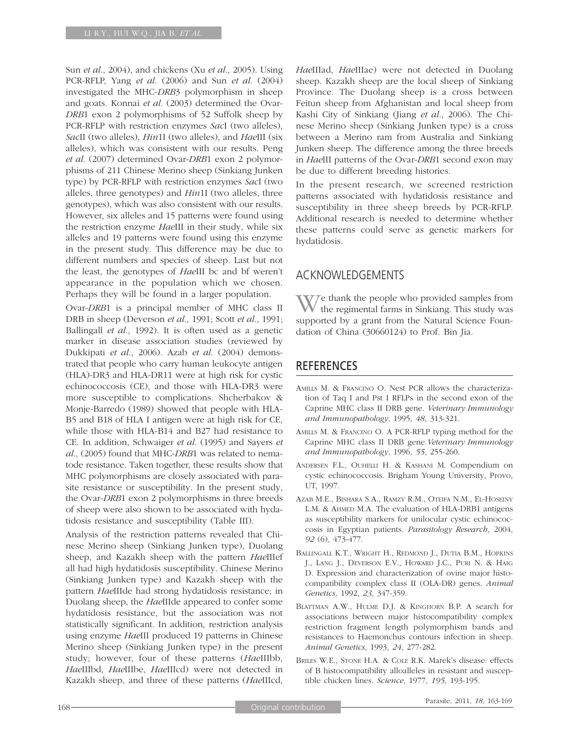Sun *et al*., 2004), and chickens (Xu *et al*., 2005). Using PCR-RFLP, Yang *et al*. (2006) and Sun *et al*. (2004) investigated the MHC-*DRB*3 polymorphism in sheep and goats. Konnai *et al*. (2003) determined the Ovar-*DRB*1 exon 2 polymorphisms of 52 Suffolk sheep by PCR-RFLP with restriction enzymes *Sac*I (two alleles), *Sac*II (two alleles), *Hin*1I (two alleles), and *Hae*III (six alleles), which was consistent with our results. Peng *et al*. (2007) determined Ovar-*DRB*1 exon 2 polymorphisms of 211 Chinese Merino sheep (Sinkiang Junken type) by PCR-RFLP with restriction enzymes *Sac*I (two alleles, three genotypes) and *Hin*1I (two alleles, three genotypes), which was also consistent with our results. However, six alleles and 15 patterns were found using the restriction enzyme *Hae*III in their study, while six alleles and 19 patterns were found using this enzyme in the present study. This difference may be due to different numbers and species of sheep. Last but not the least, the genotypes of *Hae*III bc and bf weren't appearance in the population which we chosen. Perhaps they will be found in a larger population.

Ovar-*DRB*1 is a principal member of MHC class II DRB in sheep (Deverson *et al*., 1991; Scott *et al*., 1991; Ballingall *et al*., 1992). It is often used as a genetic marker in disease association studies (reviewed by Dukkipati *et al*., 2006). Azab *et al*. (2004) demonstrated that people who carry human leukocyte antigen (HLA)-DR3 and HLA-DR11 were at high risk for cystic echinococcosis (CE), and those with HLA-DR3 were more susceptible to complications. Shcherbakov & Monje-Barredo (1989) showed that people with HLA-B5 and B18 of HLA I antigen were at high risk for CE, while those with HLA-B14 and B27 had resistance to CE. In addition, Schwaiger *et al*. (1995) and Sayers *et al*., (2005) found that MHC-*DRB*1 was related to nematode resistance. Taken together, these results show that MHC polymorphisms are closely associated with parasite resistance or susceptibility. In the present study, the Ovar-*DRB*1 exon 2 polymorphisms in three breeds of sheep were also shown to be associated with hydatidosis resistance and susceptibility (Table III).

Analysis of the restriction patterns revealed that Chinese Merino sheep (Sinkiang Junken type), Duolang sheep, and Kazakh sheep with the pattern *Hae*IIIef all had high hydatidosis susceptibility. Chinese Merino (Sinkiang Junken type) and Kazakh sheep with the pattern *Hae*IIIde had strong hydatidosis resistance; in Duolang sheep, the *Hae*IIIde appeared to confer some hydatidosis resistance, but the association was not statistically significant. In addition, restriction analysis using enzyme *Hae*III produced 19 patterns in Chinese Merino sheep (Sinkiang Junken type) in the present study; however, four of these patterns (*Hae*IIIbb, *Hae*IIIbd, *Hae*IIIbe, *Hae*IIIcd) were not detected in Kazakh sheep, and three of these patterns (*Hae*IIIcd, *Hae*IIIad, *Hae*IIIae) were not detected in Duolang sheep. Kazakh sheep are the local sheep of Sinkiang Province. The Duolang sheep is a cross between Feitun sheep from Afghanistan and local sheep from Kashi City of Sinkiang (Jiang *et al*., 2006). The Chinese Merino sheep (Sinkiang Junken type) is a cross between a Merino ram from Australia and Sinkiang Junken sheep. The difference among the three breeds in *Hae*III patterns of the Ovar-*DRB*1 second exon may be due to different breeding histories.

In the present research, we screened restriction patterns associated with hydatidosis resistance and susceptibility in three sheep breeds by PCR-RFLP. Additional research is needed to determine whether these patterns could serve as genetic markers for hydatidosis.

## ACKNOWLEDGEMENTS

We thank the people who provided samples from the regimental farms in Sinkiang. This study was supported by a grant from the Natural Science Foundation of China (30660124) to Prof. Bin Jia.

## REFERENCES

- Amills M. & Francino O. Nest PCR allows the characterization of Taq I and Pst I RFLPs in the second exon of the Caprine MHC class II DRB gene. *Veterinary Immunology and Immunopathology*, 1995, *48*, 313-321.
- Amills M. & Francino O. A PCR-RFLP typing method for the Caprine MHC class II DRB gene. *Veterinary Immunology and Immunopathology*, 1996, *55*, 255-260.
- Andersen F.L., Ouhelli H. & Kashani M. Compendium on cystic echinococcosis. Brigham Young University, Provo, UT, 1997.
- Azab M.E., Bishara S.A., Ramzy R.M., Oteifa N.M., El-Hoseiny L.M. & Ahmed M.A. The evaluation of HLA-DRB1 antigens as susceptibility markers for unilocular cystic echinococcosis in Egyptian patients. *Parasitology Research*, 2004, *92* (6), 473-477.
- Ballingall K.T., Wright H., Redmond J., Dutia B.M., Hopkins J., Lang J., Deverson E.V., Howard J.C., Puri N. & Haig D. Expression and characterization of ovine major histocompatibility complex class II (OLA-DR) genes. *Animal Genetics*, 1992, *23*, 347-359.
- Blattman A.W., Hulme D.J. & Kinghorn B.P. A search for associations between major histocompatibility complex restriction fragment length polymorphism bands and resistances to Haemonchus contours infection in sheep. *Animal Genetics*, 1993, *24*, 277-282.
- Briles W.E., Stone H.A. & Cole R.K. Marek's disease: effects of B histocompatibility alloalleles in resistant and susceptible chicken lines. *Science*, 1977, *195*, 193-195.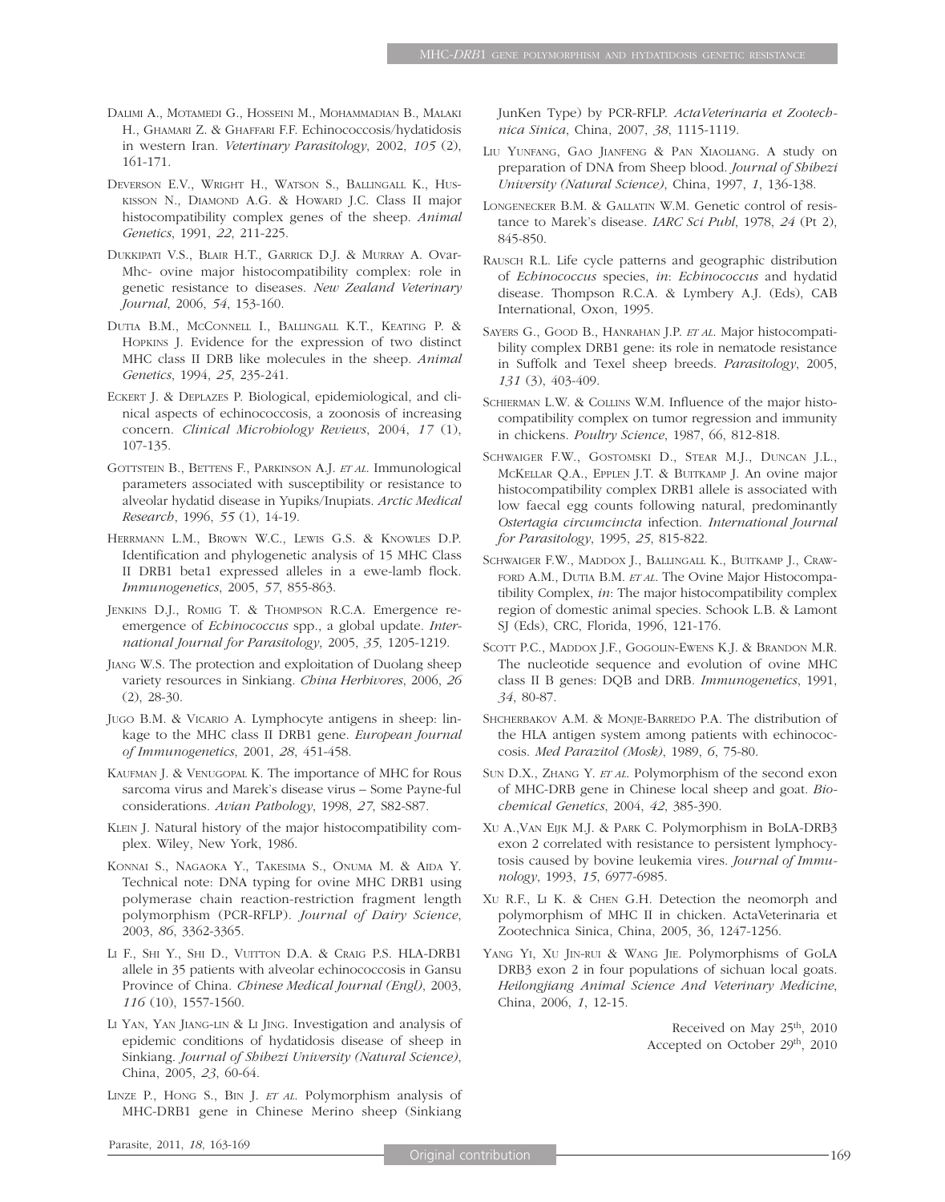Dalimi A., Motamedi G., Hosseini M., Mohammadian B., Malaki H., Ghamari Z. & Ghaffari F.F. Echinococcosis/hydatidosis in western Iran. *Vetertinary Parasitology*, 2002, *105* (2), 161-171.

Deverson E.V., Wright H., Watson S., Ballingall K., Huskisson N., Diamond A.G. & Howard J.C. Class II major histocompatibility complex genes of the sheep. *Animal Genetics*, 1991, *22*, 211-225.

Dukkipati V.S., Blair H.T., Garrick D.J. & Murray A. Ovar-Mhc- ovine major histocompatibility complex: role in genetic resistance to diseases. *New Zealand Veterinary Journal*, 2006, *54*, 153-160.

Dutia B.M., McConnell I., Ballingall K.T., Keating P. & Hopkins J. Evidence for the expression of two distinct MHC class II DRB like molecules in the sheep. *Animal Genetics*, 1994, *25*, 235-241.

Eckert J. & Deplazes P. Biological, epidemiological, and clinical aspects of echinococcosis, a zoonosis of increasing concern. *Clinical Microbiology Reviews*, 2004, *17* (1), 107-135.

Gottstein B., Bettens F., Parkinson A.J. *et al.* Immunological parameters associated with susceptibility or resistance to alveolar hydatid disease in Yupiks/Inupiats. *Arctic Medical Research*, 1996, *55* (1), 14-19.

Herrmann L.M., Brown W.C., Lewis G.S. & Knowles D.P. Identification and phylogenetic analysis of 15 MHC Class II DRB1 beta1 expressed alleles in a ewe-lamb flock. *Immunogenetics*, 2005, *57*, 855-863.

Jenkins D.J., Romig T. & Thompson R.C.A. Emergence re-emergence of *Echinococcus* spp., a global update. *International Journal for Parasitology*, 2005, *35*, 1205-1219.

Jiang W.S. The protection and exploitation of Duolang sheep variety resources in Sinkiang. *China Herbivores*, 2006, *26* (2), 28-30.

Jugo B.M. & Vicario A. Lymphocyte antigens in sheep: linkage to the MHC class II DRB1 gene. *European Journal of Immunogenetics*, 2001, *28*, 451-458.

Kaufman J. & Venugopal K. The importance of MHC for Rous sarcoma virus and Marek's disease virus – Some Payne-ful considerations. *Avian Pathology*, 1998, *27*, S82-S87.

Klein J. Natural history of the major histocompatibility complex. Wiley, New York, 1986.

Konnai S., Nagaoka Y., Takesima S., Onuma M. & Aida Y. Technical note: DNA typing for ovine MHC DRB1 using polymerase chain reaction-restriction fragment length polymorphism (PCR-RFLP). *Journal of Dairy Science*, 2003, *86*, 3362-3365.

Li F., Shi Y., Shi D., Vuitton D.A. & Craig P.S. HLA-DRB1 allele in 35 patients with alveolar echinococcosis in Gansu Province of China. *Chinese Medical Journal (Engl)*, 2003, *116* (10), 1557-1560.

Li Yan, Yan Jiang-lin & Li Jing. Investigation and analysis of epidemic conditions of hydatidosis disease of sheep in Sinkiang. *Journal of Shihezi University (Natural Science)*, China, 2005, *23*, 60-64.

Linze P., Hong S., Bin J. *et al.* Polymorphism analysis of MHC-DRB1 gene in Chinese Merino sheep (Sinkiang JunKen Type) by PCR-RFLP. *ActaVeterinaria et Zootechnica Sinica*, China, 2007, *38*, 1115-1119.

Liu Yunfang, Gao Jianfeng & Pan Xiaoliang. A study on preparation of DNA from Sheep blood. *Journal of Shihezi University (Natural Science)*, China, 1997, *1*, 136-138.

Longenecker B.M. & Gallatin W.M. Genetic control of resistance to Marek's disease. *IARC Sci Publ*, 1978, *24* (Pt 2), 845-850.

Rausch R.L. Life cycle patterns and geographic distribution of *Echinococcus* species, *in*: *Echinococcus* and hydatid disease. Thompson R.C.A. & Lymbery A.J. (Eds), CAB International, Oxon, 1995.

Sayers G., Good B., Hanrahan J.P. *et al.* Major histocompatibility complex DRB1 gene: its role in nematode resistance in Suffolk and Texel sheep breeds. *Parasitology*, 2005, *131* (3), 403-409.

Schierman L.W. & Collins W.M. Influence of the major histocompatibility complex on tumor regression and immunity in chickens. *Poultry Science*, 1987, 66, 812-818.

Schwaiger F.W., Gostomski D., Stear M.J., Duncan J.L., McKellar Q.A., Epplen J.T. & Buitkamp J. An ovine major histocompatibility complex DRB1 allele is associated with low faecal egg counts following natural, predominantly *Ostertagia circumcincta* infection. *International Journal for Parasitology*, 1995, *25*, 815-822.

Schwaiger F.W., Maddox J., Ballingall K., Buitkamp J., Crawford A.M., Dutia B.M. *et al.* The Ovine Major Histocompatibility Complex, *in*: The major histocompatibility complex region of domestic animal species. Schook L.B. & Lamont SJ (Eds), CRC, Florida, 1996, 121-176.

Scott P.C., Maddox J.F., Gogolin-Ewens K.J. & Brandon M.R. The nucleotide sequence and evolution of ovine MHC class II B genes: DQB and DRB. *Immunogenetics*, 1991, *34*, 80-87.

Shcherbakov A.M. & Monje-Barredo P.A. The distribution of the HLA antigen system among patients with echinococcosis. *Med Parazitol (Mosk)*, 1989, *6*, 75-80.

Sun D.X., Zhang Y. *et al.* Polymorphism of the second exon of MHC-DRB gene in Chinese local sheep and goat. *Biochemical Genetics*, 2004, *42*, 385-390.

Xu A.,Van Eijk M.J. & Park C. Polymorphism in BoLA-DRB3 exon 2 correlated with resistance to persistent lymphocytosis caused by bovine leukemia vires. *Journal of Immunology*, 1993, *15*, 6977-6985.

Xu R.F., Li K. & Chen G.H. Detection the neomorph and polymorphism of MHC II in chicken. ActaVeterinaria et Zootechnica Sinica, China, 2005, 36, 1247-1256.

Yang Yi, Xu Jin-rui & Wang Jie. Polymorphisms of GoLA DRB3 exon 2 in four populations of sichuan local goats. *Heilongjiang Animal Science And Veterinary Medicine*, China, 2006, *1*, 12-15.

Received on May 25th, 2010
Accepted on October 29th, 2010